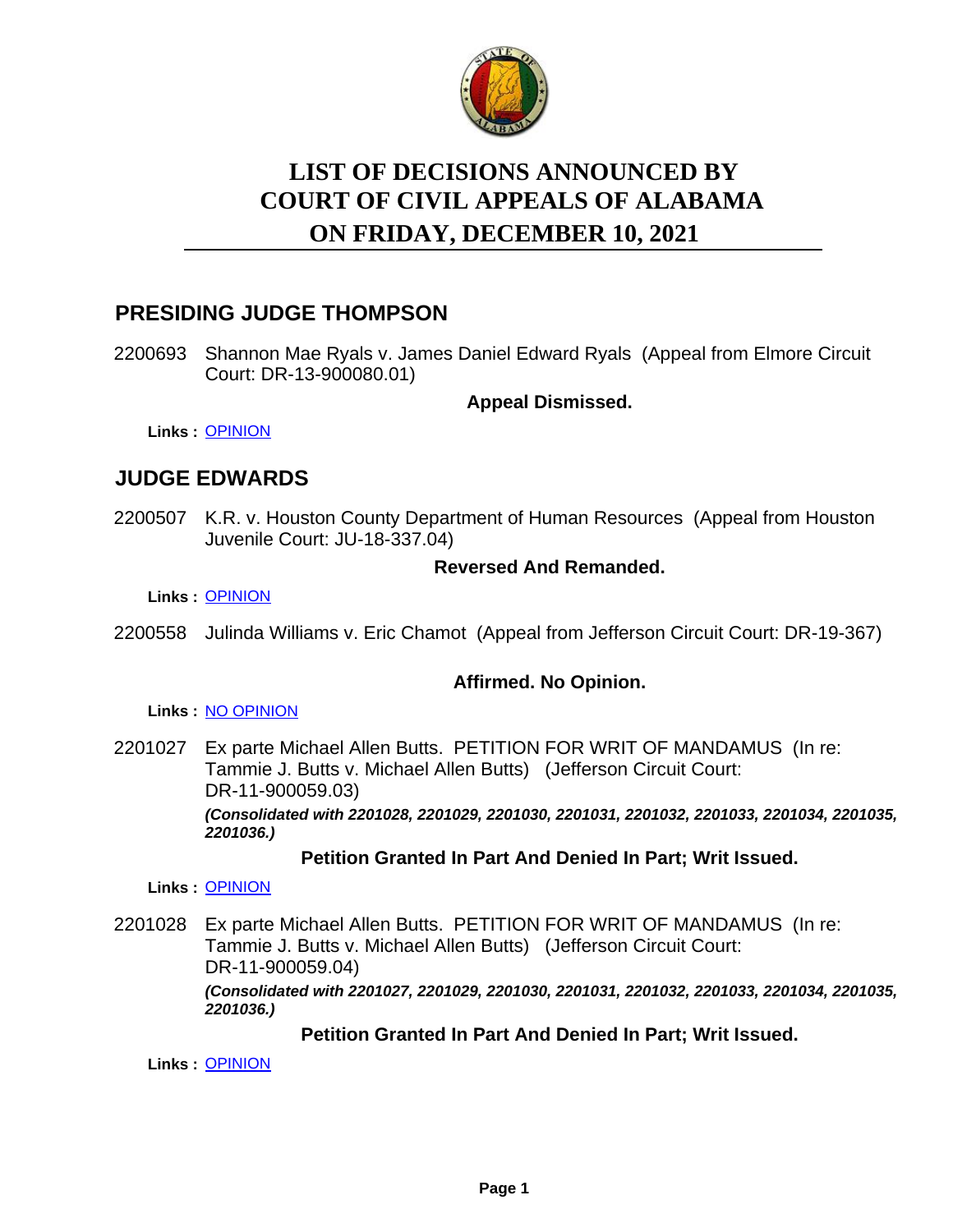# LIST OF DECISIONS ANNOUNCED BY COURT OF CIVIL APPEALS OF ALABAMA ON FRIDAY, DECEMBER 10, 2021

## PRESIDING JUDGE THOMPSON

2200693 Shannon Mae Ryals v. James Daniel Edward Ryals (Appeal from Elmore Circuit Court: DR-13-900080.01)

**Appeal Dismissed.**

**Links :** OPINION

## JUDGE EDWARDS

2200507 K.R. v. Houston County Department of Human Resources (Appeal from Houston Juvenile Court: JU-18-337.04)

**Reversed And Remanded.**

**Links :** OPINION

2200558 Julinda Williams v. Eric Chamot (Appeal from Jefferson Circuit Court: DR-19-367)

**Affirmed. No Opinion.**

**Links :** NO OPINION

2201027 Ex parte Michael Allen Butts. PETITION FOR WRIT OF MANDAMUS (In re: Tammie J. Butts v. Michael Allen Butts) (Jefferson Circuit Court: DR-11-900059.03)

***(Consolidated with 2201028, 2201029, 2201030, 2201031, 2201032, 2201033, 2201034, 2201035, 2201036.)***

**Petition Granted In Part And Denied In Part; Writ Issued.**

**Links :** OPINION

2201028 Ex parte Michael Allen Butts. PETITION FOR WRIT OF MANDAMUS (In re: Tammie J. Butts v. Michael Allen Butts) (Jefferson Circuit Court: DR-11-900059.04)

***(Consolidated with 2201027, 2201029, 2201030, 2201031, 2201032, 2201033, 2201034, 2201035, 2201036.)***

**Petition Granted In Part And Denied In Part; Writ Issued.**

**Links :** OPINION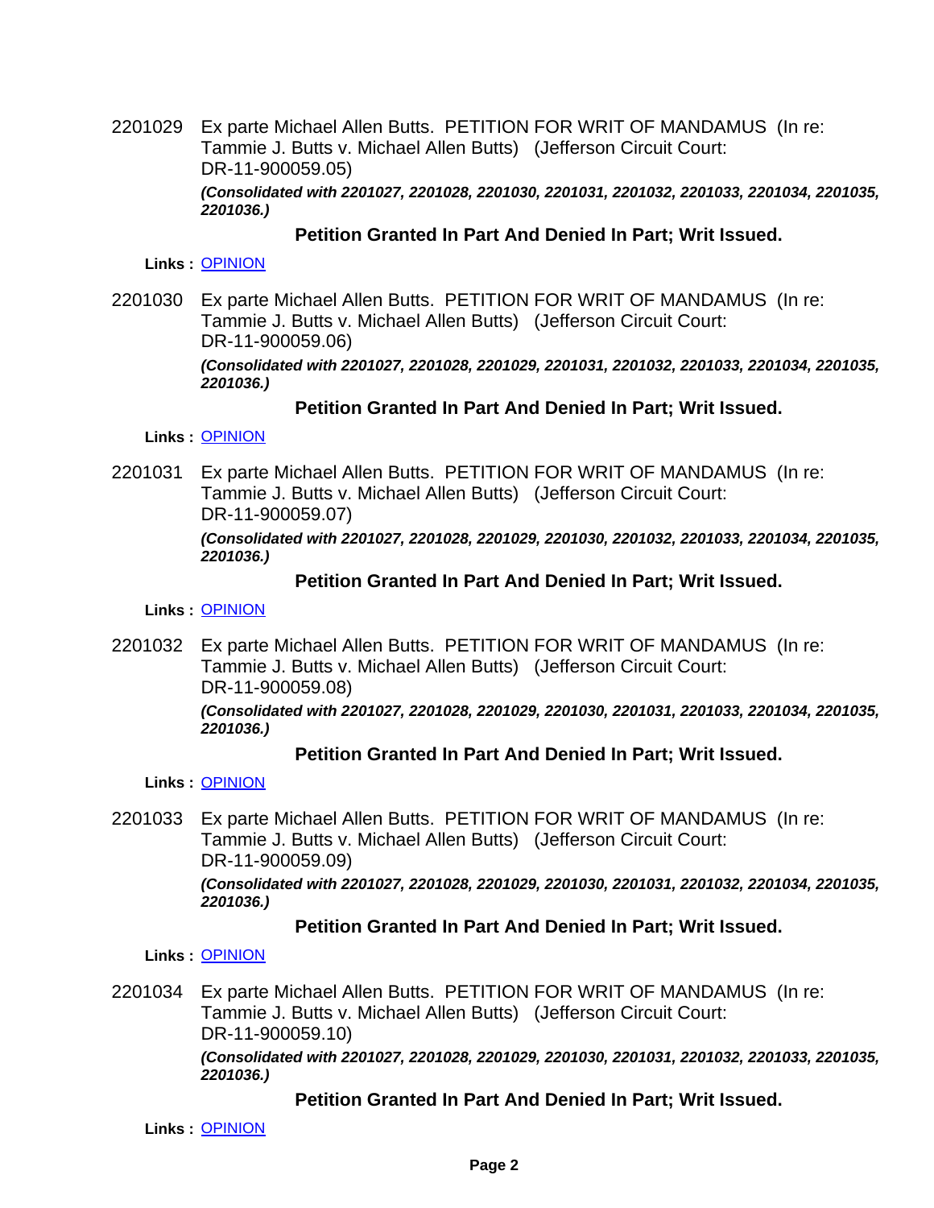2201029 Ex parte Michael Allen Butts. PETITION FOR WRIT OF MANDAMUS (In re: Tammie J. Butts v. Michael Allen Butts) (Jefferson Circuit Court: DR-11-900059.05)

***(Consolidated with 2201027, 2201028, 2201030, 2201031, 2201032, 2201033, 2201034, 2201035, 2201036.)***

**Petition Granted In Part And Denied In Part; Writ Issued.**

**Links :** OPINION

2201030 Ex parte Michael Allen Butts. PETITION FOR WRIT OF MANDAMUS (In re: Tammie J. Butts v. Michael Allen Butts) (Jefferson Circuit Court: DR-11-900059.06)

***(Consolidated with 2201027, 2201028, 2201029, 2201031, 2201032, 2201033, 2201034, 2201035, 2201036.)***

**Petition Granted In Part And Denied In Part; Writ Issued.**

**Links :** OPINION

2201031 Ex parte Michael Allen Butts. PETITION FOR WRIT OF MANDAMUS (In re: Tammie J. Butts v. Michael Allen Butts) (Jefferson Circuit Court: DR-11-900059.07)

***(Consolidated with 2201027, 2201028, 2201029, 2201030, 2201032, 2201033, 2201034, 2201035, 2201036.)***

**Petition Granted In Part And Denied In Part; Writ Issued.**

**Links :** OPINION

2201032 Ex parte Michael Allen Butts. PETITION FOR WRIT OF MANDAMUS (In re: Tammie J. Butts v. Michael Allen Butts) (Jefferson Circuit Court: DR-11-900059.08)

***(Consolidated with 2201027, 2201028, 2201029, 2201030, 2201031, 2201033, 2201034, 2201035, 2201036.)***

**Petition Granted In Part And Denied In Part; Writ Issued.**

**Links :** OPINION

2201033 Ex parte Michael Allen Butts. PETITION FOR WRIT OF MANDAMUS (In re: Tammie J. Butts v. Michael Allen Butts) (Jefferson Circuit Court: DR-11-900059.09)

***(Consolidated with 2201027, 2201028, 2201029, 2201030, 2201031, 2201032, 2201034, 2201035, 2201036.)***

**Petition Granted In Part And Denied In Part; Writ Issued.**

**Links :** OPINION

2201034 Ex parte Michael Allen Butts. PETITION FOR WRIT OF MANDAMUS (In re: Tammie J. Butts v. Michael Allen Butts) (Jefferson Circuit Court: DR-11-900059.10)

***(Consolidated with 2201027, 2201028, 2201029, 2201030, 2201031, 2201032, 2201033, 2201035, 2201036.)***

**Petition Granted In Part And Denied In Part; Writ Issued.**

**Links :** OPINION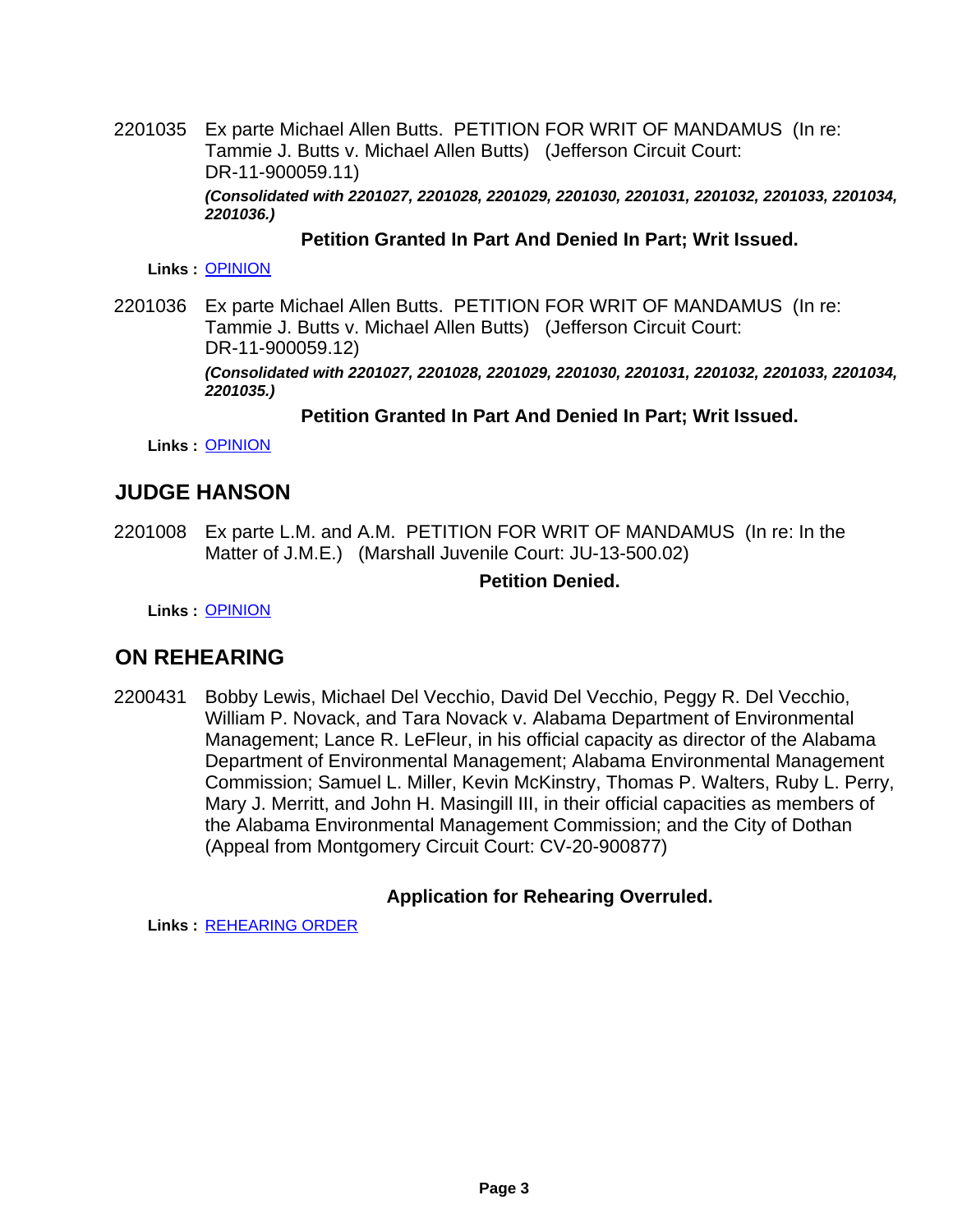2201035 Ex parte Michael Allen Butts. PETITION FOR WRIT OF MANDAMUS (In re: Tammie J. Butts v. Michael Allen Butts) (Jefferson Circuit Court: DR-11-900059.11)

***(Consolidated with 2201027, 2201028, 2201029, 2201030, 2201031, 2201032, 2201033, 2201034, 2201036.)***

**Petition Granted In Part And Denied In Part; Writ Issued.**

**Links :** OPINION

2201036 Ex parte Michael Allen Butts. PETITION FOR WRIT OF MANDAMUS (In re: Tammie J. Butts v. Michael Allen Butts) (Jefferson Circuit Court: DR-11-900059.12)

***(Consolidated with 2201027, 2201028, 2201029, 2201030, 2201031, 2201032, 2201033, 2201034, 2201035.)***

**Petition Granted In Part And Denied In Part; Writ Issued.**

**Links :** OPINION

## JUDGE HANSON

2201008 Ex parte L.M. and A.M. PETITION FOR WRIT OF MANDAMUS (In re: In the Matter of J.M.E.) (Marshall Juvenile Court: JU-13-500.02)

**Petition Denied.**

**Links :** OPINION

## ON REHEARING

2200431 Bobby Lewis, Michael Del Vecchio, David Del Vecchio, Peggy R. Del Vecchio, William P. Novack, and Tara Novack v. Alabama Department of Environmental Management; Lance R. LeFleur, in his official capacity as director of the Alabama Department of Environmental Management; Alabama Environmental Management Commission; Samuel L. Miller, Kevin McKinstry, Thomas P. Walters, Ruby L. Perry, Mary J. Merritt, and John H. Masingill III, in their official capacities as members of the Alabama Environmental Management Commission; and the City of Dothan (Appeal from Montgomery Circuit Court: CV-20-900877)

**Application for Rehearing Overruled.**

**Links :** REHEARING ORDER